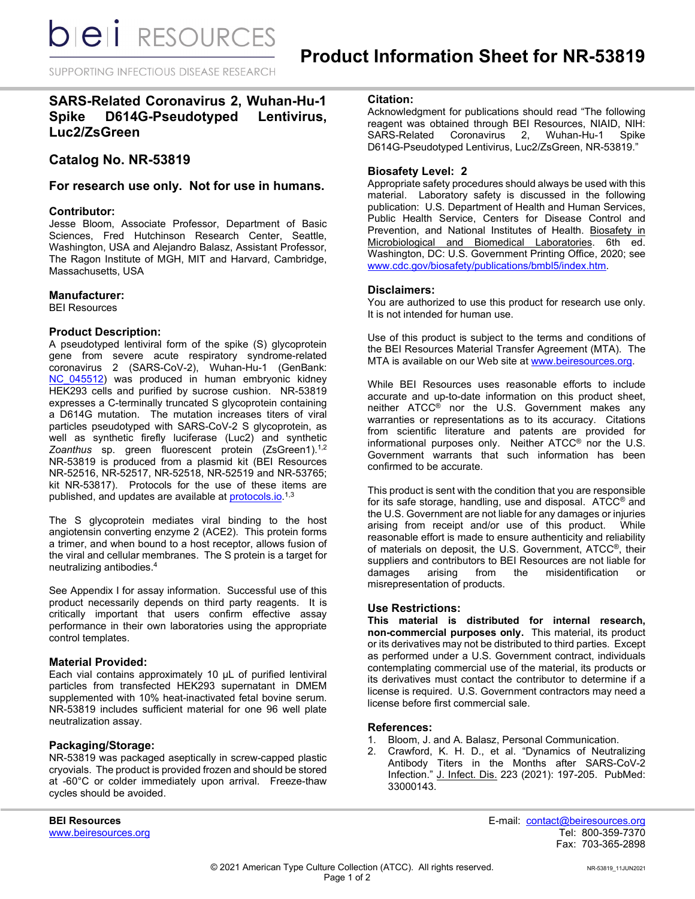# Product Information Sheet for NR-53819

## SARS-Related Coronavirus 2, Wuhan-Hu-1 Spike D614G-Pseudotyped Lentivirus, Luc2/ZsGreen

## Catalog No. NR-53819

### For research use only. Not for use in humans.

### Contributor:

Jesse Bloom, Associate Professor, Department of Basic Sciences, Fred Hutchinson Research Center, Seattle, Washington, USA and Alejandro Balasz, Assistant Professor, The Ragon Institute of MGH, MIT and Harvard, Cambridge, Massachusetts, USA

### Manufacturer:

BEI Resources

### Product Description:

A pseudotyped lentiviral form of the spike (S) glycoprotein gene from severe acute respiratory syndrome-related coronavirus 2 (SARS-CoV-2), Wuhan-Hu-1 (GenBank: NC_045512) was produced in human embryonic kidney HEK293 cells and purified by sucrose cushion. NR-53819 expresses a C-terminally truncated S glycoprotein containing a D614G mutation. The mutation increases titers of viral particles pseudotyped with SARS-CoV-2 S glycoprotein, as well as synthetic firefly luciferase (Luc2) and synthetic *Zoanthus* sp. green fluorescent protein (ZsGreen1).[1,2] NR-53819 is produced from a plasmid kit (BEI Resources NR-52516, NR-52517, NR-52518, NR-52519 and NR-53765; kit NR-53817). Protocols for the use of these items are published, and updates are available at protocols.io.[1,3]

The S glycoprotein mediates viral binding to the host angiotensin converting enzyme 2 (ACE2). This protein forms a trimer, and when bound to a host receptor, allows fusion of the viral and cellular membranes. The S protein is a target for neutralizing antibodies.[4]

See Appendix I for assay information. Successful use of this product necessarily depends on third party reagents. It is critically important that users confirm effective assay performance in their own laboratories using the appropriate control templates.

### Material Provided:

Each vial contains approximately 10 µL of purified lentiviral particles from transfected HEK293 supernatant in DMEM supplemented with 10% heat-inactivated fetal bovine serum. NR-53819 includes sufficient material for one 96 well plate neutralization assay.

### Packaging/Storage:

NR-53819 was packaged aseptically in screw-capped plastic cryovials. The product is provided frozen and should be stored at -60°C or colder immediately upon arrival. Freeze-thaw cycles should be avoided.

### Citation:

Acknowledgment for publications should read "The following reagent was obtained through BEI Resources, NIAID, NIH: SARS-Related Coronavirus 2, Wuhan-Hu-1 Spike D614G-Pseudotyped Lentivirus, Luc2/ZsGreen, NR-53819."

### Biosafety Level: 2

Appropriate safety procedures should always be used with this material. Laboratory safety is discussed in the following publication: U.S. Department of Health and Human Services, Public Health Service, Centers for Disease Control and Prevention, and National Institutes of Health. Biosafety in Microbiological and Biomedical Laboratories. 6th ed. Washington, DC: U.S. Government Printing Office, 2020; see www.cdc.gov/biosafety/publications/bmbl5/index.htm.

### Disclaimers:

You are authorized to use this product for research use only. It is not intended for human use.

Use of this product is subject to the terms and conditions of the BEI Resources Material Transfer Agreement (MTA). The MTA is available on our Web site at www.beiresources.org.

While BEI Resources uses reasonable efforts to include accurate and up-to-date information on this product sheet, neither ATCC® nor the U.S. Government makes any warranties or representations as to its accuracy. Citations from scientific literature and patents are provided for informational purposes only. Neither ATCC® nor the U.S. Government warrants that such information has been confirmed to be accurate.

This product is sent with the condition that you are responsible for its safe storage, handling, use and disposal. ATCC® and the U.S. Government are not liable for any damages or injuries arising from receipt and/or use of this product. While reasonable effort is made to ensure authenticity and reliability of materials on deposit, the U.S. Government, ATCC®, their suppliers and contributors to BEI Resources are not liable for damages arising from the misidentification or misrepresentation of products.

### Use Restrictions:

**This material is distributed for internal research, non-commercial purposes only.** This material, its product or its derivatives may not be distributed to third parties. Except as performed under a U.S. Government contract, individuals contemplating commercial use of the material, its products or its derivatives must contact the contributor to determine if a license is required. U.S. Government contractors may need a license before first commercial sale.

### References:

1. Bloom, J. and A. Balasz, Personal Communication.
2. Crawford, K. H. D., et al. "Dynamics of Neutralizing Antibody Titers in the Months after SARS-CoV-2 Infection." J. Infect. Dis. 223 (2021): 197-205. PubMed: 33000143.

**BEI Resources**
www.beiresources.org

E-mail: contact@beiresources.org
Tel: 800-359-7370
Fax: 703-365-2898

© 2021 American Type Culture Collection (ATCC). All rights reserved.

NR-53819_11JUN2021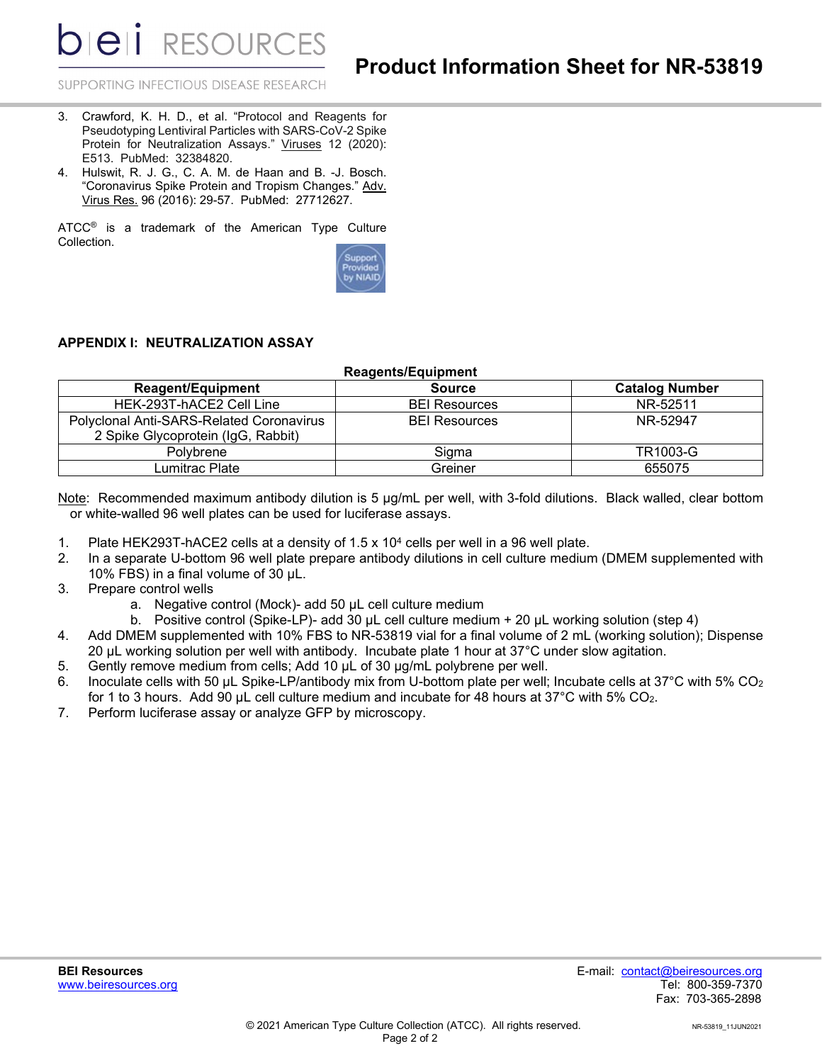3. Crawford, K. H. D., et al. "Protocol and Reagents for Pseudotyping Lentiviral Particles with SARS-CoV-2 Spike Protein for Neutralization Assays." Viruses 12 (2020): E513. PubMed: 32384820.
4. Hulswit, R. J. G., C. A. M. de Haan and B. -J. Bosch. "Coronavirus Spike Protein and Tropism Changes." Adv. Virus Res. 96 (2016): 29-57. PubMed: 27712627.

ATCC® is a trademark of the American Type Culture Collection.

Support Provided by NIAID

## APPENDIX I: NEUTRALIZATION ASSAY

**Reagents/Equipment**

| Reagent/Equipment | Source | Catalog Number |
|---|---|---|
| HEK-293T-hACE2 Cell Line | BEI Resources | NR-52511 |
| Polyclonal Anti-SARS-Related Coronavirus 2 Spike Glycoprotein (IgG, Rabbit) | BEI Resources | NR-52947 |
| Polybrene | Sigma | TR1003-G |
| Lumitrac Plate | Greiner | 655075 |

Note: Recommended maximum antibody dilution is 5 µg/mL per well, with 3-fold dilutions. Black walled, clear bottom or white-walled 96 well plates can be used for luciferase assays.

1. Plate HEK293T-hACE2 cells at a density of $1.5 \times 10^4$ cells per well in a 96 well plate.
2. In a separate U-bottom 96 well plate prepare antibody dilutions in cell culture medium (DMEM supplemented with 10% FBS) in a final volume of 30 µL.
3. Prepare control wells
   a. Negative control (Mock)- add 50 µL cell culture medium
   b. Positive control (Spike-LP)- add 30 µL cell culture medium + 20 µL working solution (step 4)
4. Add DMEM supplemented with 10% FBS to NR-53819 vial for a final volume of 2 mL (working solution); Dispense 20 µL working solution per well with antibody. Incubate plate 1 hour at 37°C under slow agitation.
5. Gently remove medium from cells; Add 10 µL of 30 µg/mL polybrene per well.
6. Inoculate cells with 50 µL Spike-LP/antibody mix from U-bottom plate per well; Incubate cells at 37°C with 5% $CO_2$ for 1 to 3 hours. Add 90 µL cell culture medium and incubate for 48 hours at 37°C with 5% $CO_2$.
7. Perform luciferase assay or analyze GFP by microscopy.

**BEI Resources**
www.beiresources.org

E-mail: contact@beiresources.org
Tel: 800-359-7370
Fax: 703-365-2898

© 2021 American Type Culture Collection (ATCC). All rights reserved.

NR-53819_11JUN2021